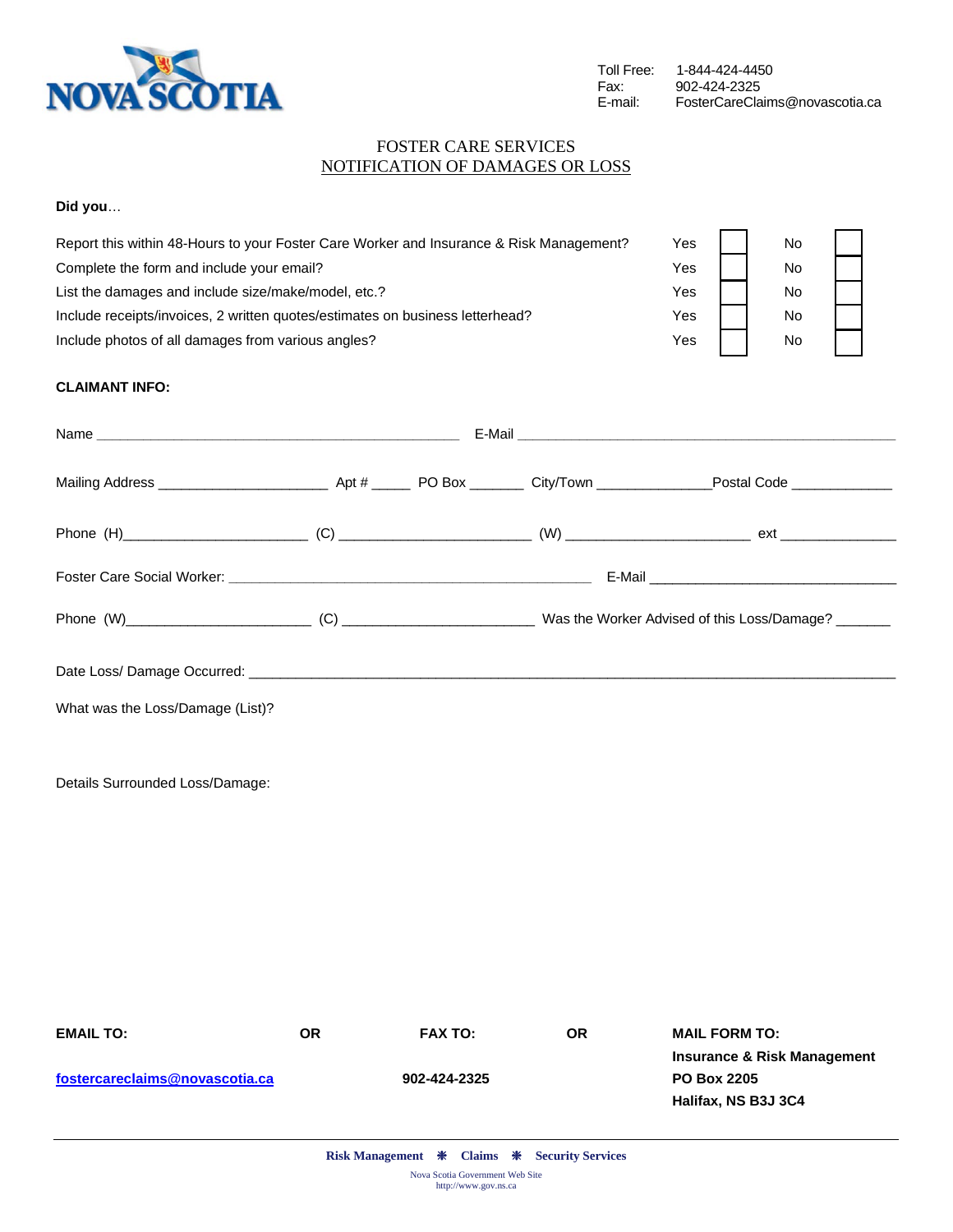NOVA SCOTIA

Toll Free: 1-844-424-4450
Fax: 902-424-2325
E-mail: FosterCareClaims@novascotia.ca

# FOSTER CARE SERVICES

## NOTIFICATION OF DAMAGES OR LOSS

**Did you**…

| | | | | |
|---|---|---|---|---|
| Report this within 48-Hours to your Foster Care Worker and Insurance & Risk Management? | Yes | ☐ | No | ☐ |
| Complete the form and include your email? | Yes | ☐ | No | ☐ |
| List the damages and include size/make/model, etc.? | Yes | ☐ | No | ☐ |
| Include receipts/invoices, 2 written quotes/estimates on business letterhead? | Yes | ☐ | No | ☐ |
| Include photos of all damages from various angles? | Yes | ☐ | No | ☐ |

**CLAIMANT INFO:**

Name ______________________________________________ E-Mail ______________________________________________

Mailing Address _____________________ Apt # _____ PO Box _______ City/Town ______________ Postal Code _____________

Phone (H)________________________ (C) ________________________ (W) _______________________ ext _______________

Foster Care Social Worker: _____________________________________________ E-Mail ______________________________

Phone (W)________________________ (C) ________________________ Was the Worker Advised of this Loss/Damage? _______

Date Loss/ Damage Occurred: ________________________________________________________________________________

What was the Loss/Damage (List)?

Details Surrounded Loss/Damage:

**EMAIL TO:** **OR** **FAX TO:** **OR** **MAIL FORM TO:**

**fostercareclaims@novascotia.ca**

**902-424-2325**

**Insurance & Risk Management**
**PO Box 2205**
**Halifax, NS B3J 3C4**

**Risk Management** ❋ **Claims** ❋ **Security Services**

Nova Scotia Government Web Site
http://www.gov.ns.ca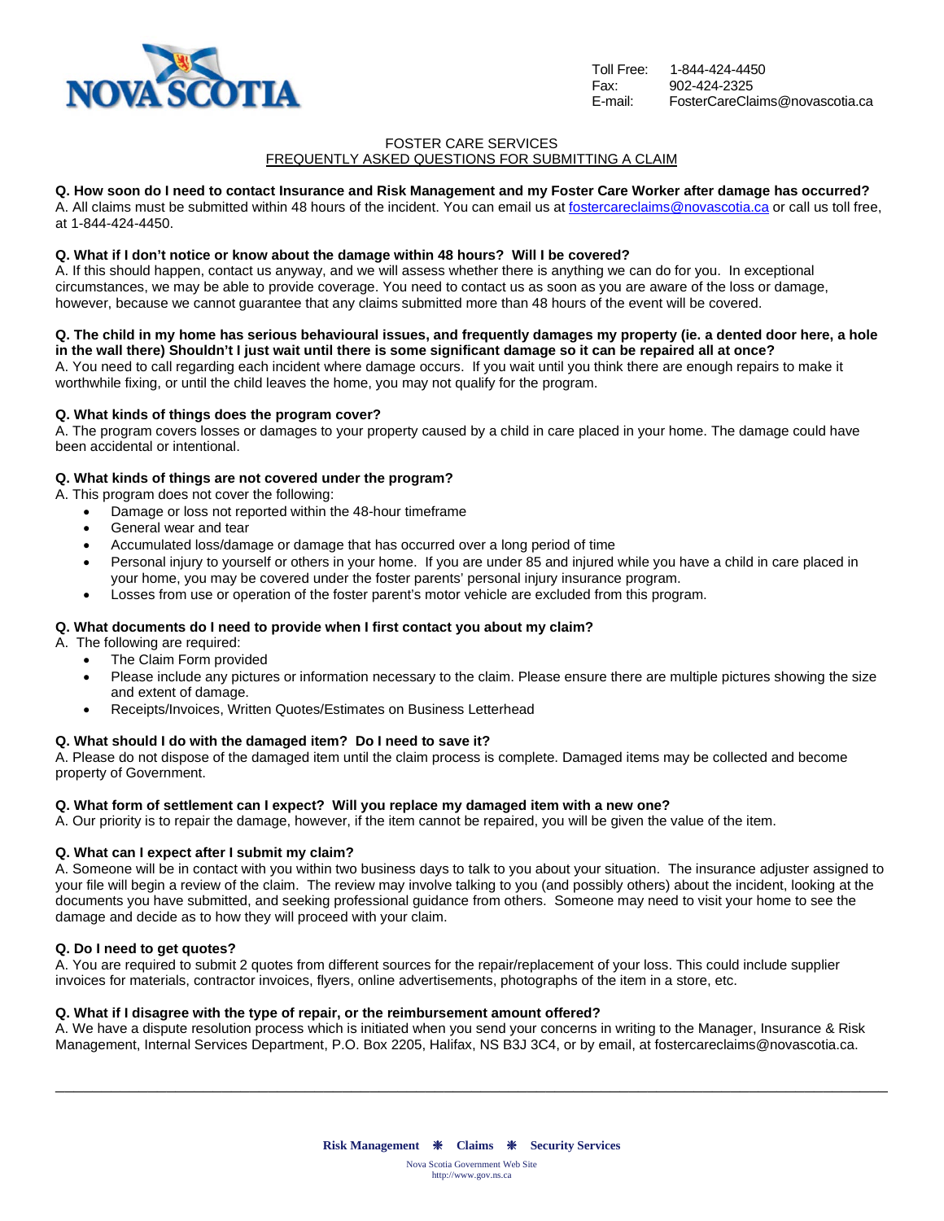Toll Free: 1-844-424-4450
Fax: 902-424-2325
E-mail: FosterCareClaims@novascotia.ca

FOSTER CARE SERVICES

FREQUENTLY ASKED QUESTIONS FOR SUBMITTING A CLAIM

**Q. How soon do I need to contact Insurance and Risk Management and my Foster Care Worker after damage has occurred?**

A. All claims must be submitted within 48 hours of the incident. You can email us at fostercareclaims@novascotia.ca or call us toll free, at 1-844-424-4450.

**Q. What if I don't notice or know about the damage within 48 hours? Will I be covered?**

A. If this should happen, contact us anyway, and we will assess whether there is anything we can do for you. In exceptional circumstances, we may be able to provide coverage. You need to contact us as soon as you are aware of the loss or damage, however, because we cannot guarantee that any claims submitted more than 48 hours of the event will be covered.

**Q. The child in my home has serious behavioural issues, and frequently damages my property (ie. a dented door here, a hole in the wall there) Shouldn't I just wait until there is some significant damage so it can be repaired all at once?**

A. You need to call regarding each incident where damage occurs. If you wait until you think there are enough repairs to make it worthwhile fixing, or until the child leaves the home, you may not qualify for the program.

**Q. What kinds of things does the program cover?**

A. The program covers losses or damages to your property caused by a child in care placed in your home. The damage could have been accidental or intentional.

**Q. What kinds of things are not covered under the program?**

A. This program does not cover the following:

- Damage or loss not reported within the 48-hour timeframe
- General wear and tear
- Accumulated loss/damage or damage that has occurred over a long period of time
- Personal injury to yourself or others in your home. If you are under 85 and injured while you have a child in care placed in your home, you may be covered under the foster parents' personal injury insurance program.
- Losses from use or operation of the foster parent's motor vehicle are excluded from this program.

**Q. What documents do I need to provide when I first contact you about my claim?**

A. The following are required:

- The Claim Form provided
- Please include any pictures or information necessary to the claim. Please ensure there are multiple pictures showing the size and extent of damage.
- Receipts/Invoices, Written Quotes/Estimates on Business Letterhead

**Q. What should I do with the damaged item? Do I need to save it?**

A. Please do not dispose of the damaged item until the claim process is complete. Damaged items may be collected and become property of Government.

**Q. What form of settlement can I expect? Will you replace my damaged item with a new one?**

A. Our priority is to repair the damage, however, if the item cannot be repaired, you will be given the value of the item.

**Q. What can I expect after I submit my claim?**

A. Someone will be in contact with you within two business days to talk to you about your situation. The insurance adjuster assigned to your file will begin a review of the claim. The review may involve talking to you (and possibly others) about the incident, looking at the documents you have submitted, and seeking professional guidance from others. Someone may need to visit your home to see the damage and decide as to how they will proceed with your claim.

**Q. Do I need to get quotes?**

A. You are required to submit 2 quotes from different sources for the repair/replacement of your loss. This could include supplier invoices for materials, contractor invoices, flyers, online advertisements, photographs of the item in a store, etc.

**Q. What if I disagree with the type of repair, or the reimbursement amount offered?**

A. We have a dispute resolution process which is initiated when you send your concerns in writing to the Manager, Insurance & Risk Management, Internal Services Department, P.O. Box 2205, Halifax, NS B3J 3C4, or by email, at fostercareclaims@novascotia.ca.

**Risk Management ❋ Claims ❋ Security Services**

Nova Scotia Government Web Site
http://www.gov.ns.ca